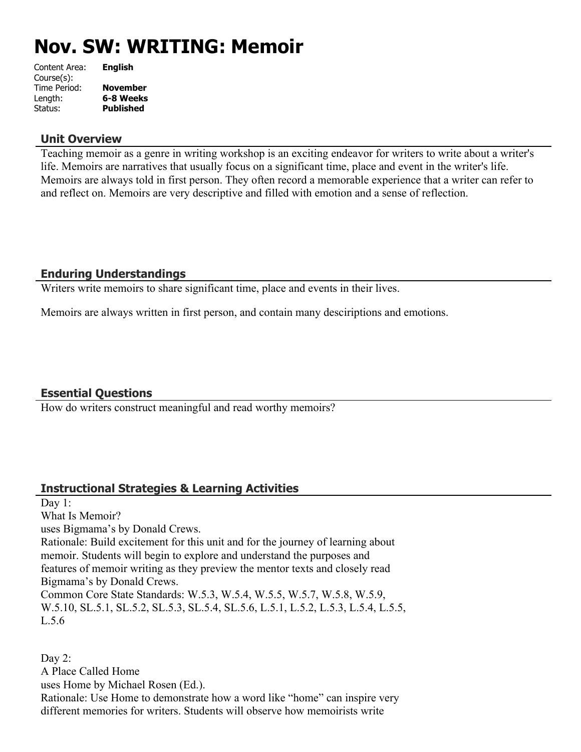# Nov. SW: WRITING: Memoir

Content Area: **English**
Course(s):
Time Period: **November**
Length: **6-8 Weeks**
Status: **Published**

## Unit Overview

Teaching memoir as a genre in writing workshop is an exciting endeavor for writers to write about a writer's life. Memoirs are narratives that usually focus on a significant time, place and event in the writer's life. Memoirs are always told in first person. They often record a memorable experience that a writer can refer to and reflect on. Memoirs are very descriptive and filled with emotion and a sense of reflection.

## Enduring Understandings

Writers write memoirs to share significant time, place and events in their lives.

Memoirs are always written in first person, and contain many descriptions and emotions.

## Essential Questions

How do writers construct meaningful and read worthy memoirs?

## Instructional Strategies & Learning Activities

Day 1:
What Is Memoir?
uses Bigmama's by Donald Crews.
Rationale: Build excitement for this unit and for the journey of learning about memoir. Students will begin to explore and understand the purposes and features of memoir writing as they preview the mentor texts and closely read Bigmama's by Donald Crews.
Common Core State Standards: W.5.3, W.5.4, W.5.5, W.5.7, W.5.8, W.5.9, W.5.10, SL.5.1, SL.5.2, SL.5.3, SL.5.4, SL.5.6, L.5.1, L.5.2, L.5.3, L.5.4, L.5.5, L.5.6

Day 2:
A Place Called Home
uses Home by Michael Rosen (Ed.).
Rationale: Use Home to demonstrate how a word like "home" can inspire very different memories for writers. Students will observe how memoirists write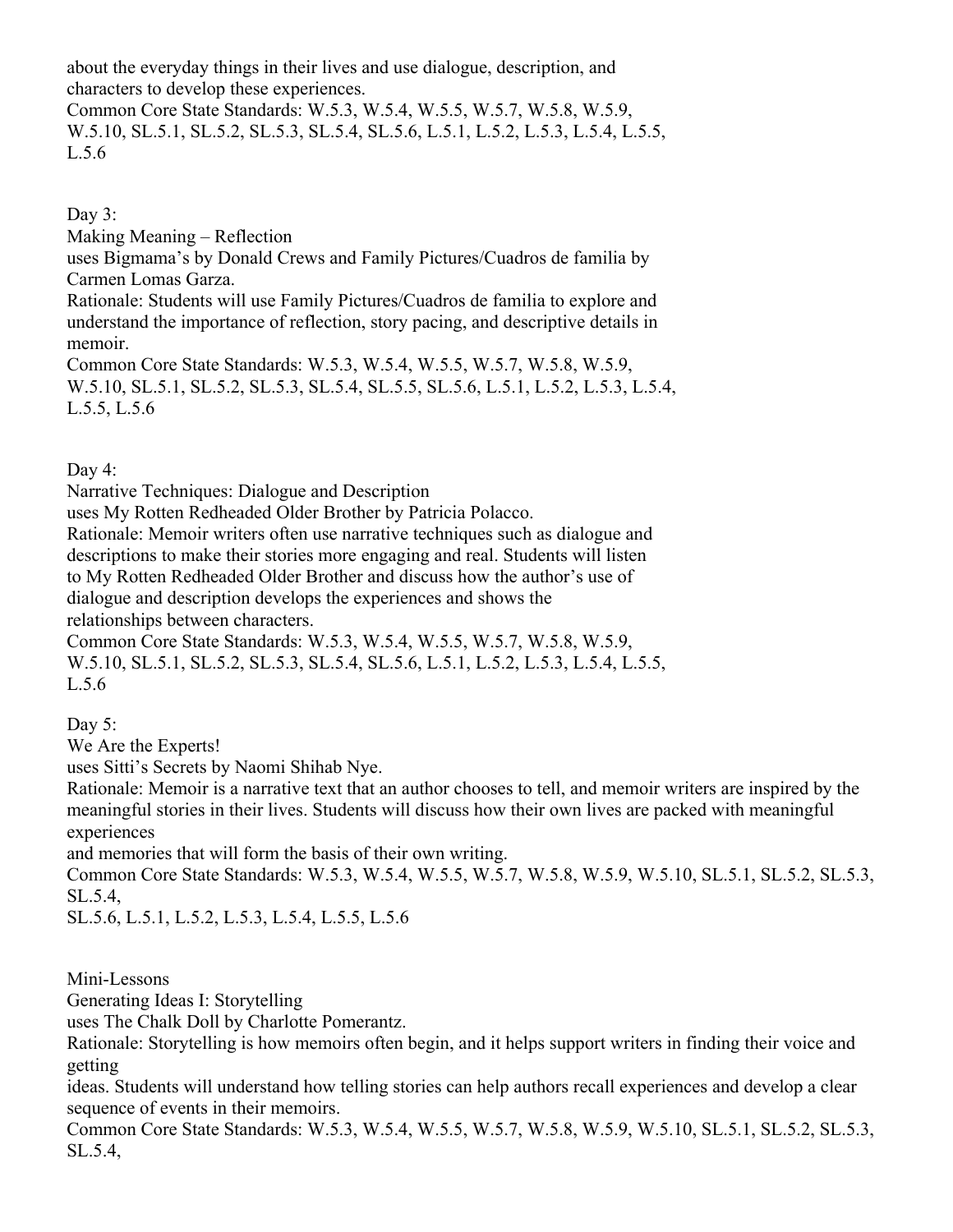about the everyday things in their lives and use dialogue, description, and characters to develop these experiences.
Common Core State Standards: W.5.3, W.5.4, W.5.5, W.5.7, W.5.8, W.5.9, W.5.10, SL.5.1, SL.5.2, SL.5.3, SL.5.4, SL.5.6, L.5.1, L.5.2, L.5.3, L.5.4, L.5.5, L.5.6

Day 3:
Making Meaning – Reflection
uses Bigmama's by Donald Crews and Family Pictures/Cuadros de familia by Carmen Lomas Garza.
Rationale: Students will use Family Pictures/Cuadros de familia to explore and understand the importance of reflection, story pacing, and descriptive details in memoir.
Common Core State Standards: W.5.3, W.5.4, W.5.5, W.5.7, W.5.8, W.5.9, W.5.10, SL.5.1, SL.5.2, SL.5.3, SL.5.4, SL.5.5, SL.5.6, L.5.1, L.5.2, L.5.3, L.5.4, L.5.5, L.5.6

Day 4:
Narrative Techniques: Dialogue and Description
uses My Rotten Redheaded Older Brother by Patricia Polacco.
Rationale: Memoir writers often use narrative techniques such as dialogue and descriptions to make their stories more engaging and real. Students will listen to My Rotten Redheaded Older Brother and discuss how the author's use of dialogue and description develops the experiences and shows the relationships between characters.
Common Core State Standards: W.5.3, W.5.4, W.5.5, W.5.7, W.5.8, W.5.9, W.5.10, SL.5.1, SL.5.2, SL.5.3, SL.5.4, SL.5.6, L.5.1, L.5.2, L.5.3, L.5.4, L.5.5, L.5.6

Day 5:
We Are the Experts!
uses Sitti's Secrets by Naomi Shihab Nye.
Rationale: Memoir is a narrative text that an author chooses to tell, and memoir writers are inspired by the meaningful stories in their lives. Students will discuss how their own lives are packed with meaningful experiences
and memories that will form the basis of their own writing.
Common Core State Standards: W.5.3, W.5.4, W.5.5, W.5.7, W.5.8, W.5.9, W.5.10, SL.5.1, SL.5.2, SL.5.3, SL.5.4,
SL.5.6, L.5.1, L.5.2, L.5.3, L.5.4, L.5.5, L.5.6

Mini-Lessons
Generating Ideas I: Storytelling
uses The Chalk Doll by Charlotte Pomerantz.
Rationale: Storytelling is how memoirs often begin, and it helps support writers in finding their voice and getting
ideas. Students will understand how telling stories can help authors recall experiences and develop a clear sequence of events in their memoirs.
Common Core State Standards: W.5.3, W.5.4, W.5.5, W.5.7, W.5.8, W.5.9, W.5.10, SL.5.1, SL.5.2, SL.5.3, SL.5.4,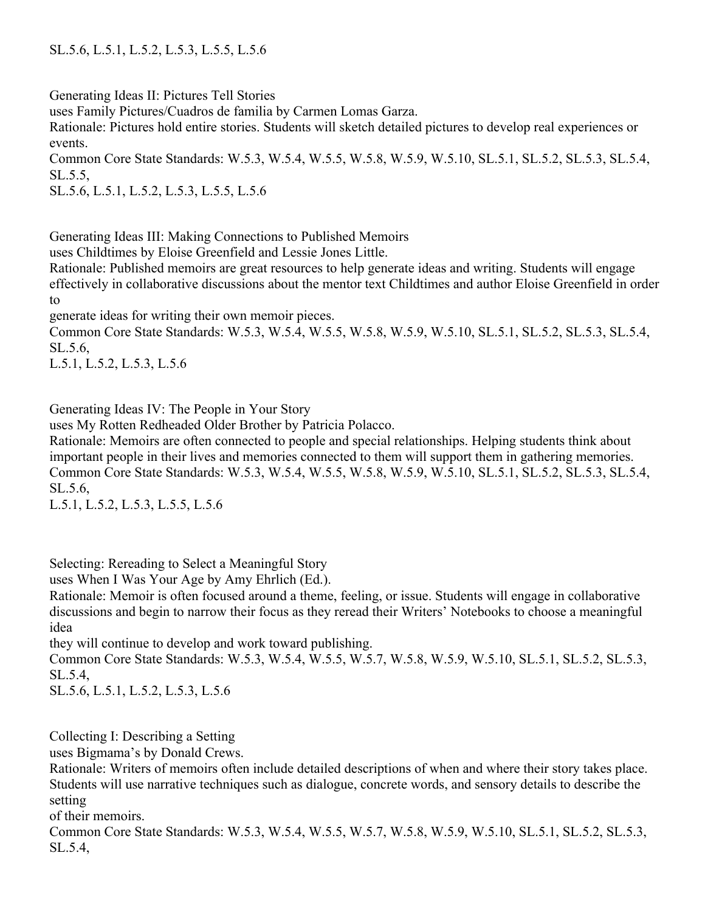SL.5.6, L.5.1, L.5.2, L.5.3, L.5.5, L.5.6

Generating Ideas II: Pictures Tell Stories
uses Family Pictures/Cuadros de familia by Carmen Lomas Garza.
Rationale: Pictures hold entire stories. Students will sketch detailed pictures to develop real experiences or events.
Common Core State Standards: W.5.3, W.5.4, W.5.5, W.5.8, W.5.9, W.5.10, SL.5.1, SL.5.2, SL.5.3, SL.5.4, SL.5.5,
SL.5.6, L.5.1, L.5.2, L.5.3, L.5.5, L.5.6

Generating Ideas III: Making Connections to Published Memoirs
uses Childtimes by Eloise Greenfield and Lessie Jones Little.
Rationale: Published memoirs are great resources to help generate ideas and writing. Students will engage effectively in collaborative discussions about the mentor text Childtimes and author Eloise Greenfield in order to
generate ideas for writing their own memoir pieces.
Common Core State Standards: W.5.3, W.5.4, W.5.5, W.5.8, W.5.9, W.5.10, SL.5.1, SL.5.2, SL.5.3, SL.5.4, SL.5.6,
L.5.1, L.5.2, L.5.3, L.5.6

Generating Ideas IV: The People in Your Story
uses My Rotten Redheaded Older Brother by Patricia Polacco.
Rationale: Memoirs are often connected to people and special relationships. Helping students think about important people in their lives and memories connected to them will support them in gathering memories.
Common Core State Standards: W.5.3, W.5.4, W.5.5, W.5.8, W.5.9, W.5.10, SL.5.1, SL.5.2, SL.5.3, SL.5.4, SL.5.6,
L.5.1, L.5.2, L.5.3, L.5.5, L.5.6

Selecting: Rereading to Select a Meaningful Story
uses When I Was Your Age by Amy Ehrlich (Ed.).
Rationale: Memoir is often focused around a theme, feeling, or issue. Students will engage in collaborative discussions and begin to narrow their focus as they reread their Writers' Notebooks to choose a meaningful idea
they will continue to develop and work toward publishing.
Common Core State Standards: W.5.3, W.5.4, W.5.5, W.5.7, W.5.8, W.5.9, W.5.10, SL.5.1, SL.5.2, SL.5.3, SL.5.4,
SL.5.6, L.5.1, L.5.2, L.5.3, L.5.6

Collecting I: Describing a Setting
uses Bigmama's by Donald Crews.
Rationale: Writers of memoirs often include detailed descriptions of when and where their story takes place. Students will use narrative techniques such as dialogue, concrete words, and sensory details to describe the setting
of their memoirs.
Common Core State Standards: W.5.3, W.5.4, W.5.5, W.5.7, W.5.8, W.5.9, W.5.10, SL.5.1, SL.5.2, SL.5.3, SL.5.4,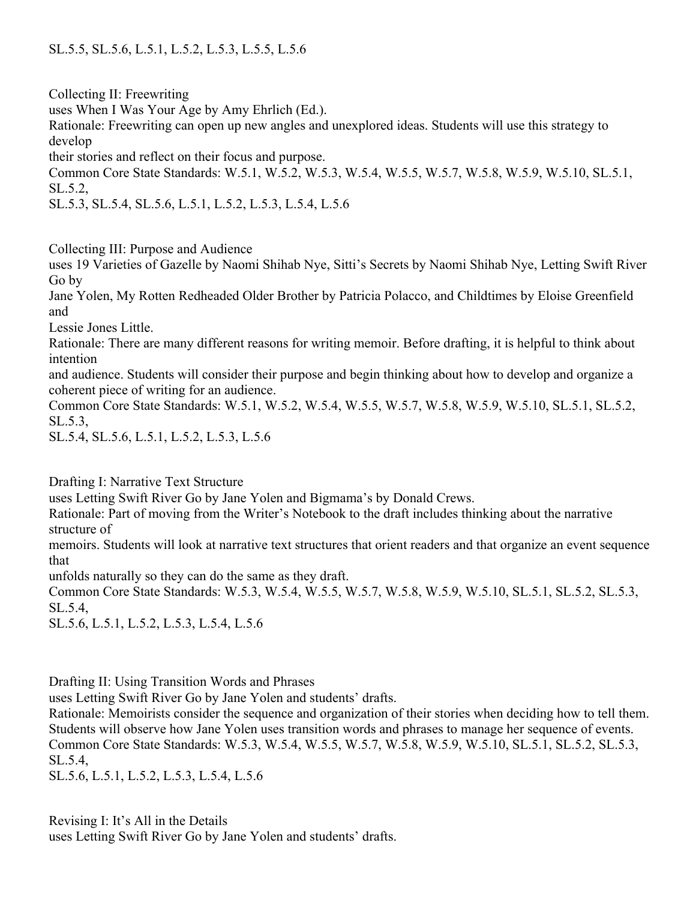SL.5.5, SL.5.6, L.5.1, L.5.2, L.5.3, L.5.5, L.5.6

Collecting II: Freewriting
uses When I Was Your Age by Amy Ehrlich (Ed.).
Rationale: Freewriting can open up new angles and unexplored ideas. Students will use this strategy to develop their stories and reflect on their focus and purpose.
Common Core State Standards: W.5.1, W.5.2, W.5.3, W.5.4, W.5.5, W.5.7, W.5.8, W.5.9, W.5.10, SL.5.1, SL.5.2, SL.5.3, SL.5.4, SL.5.6, L.5.1, L.5.2, L.5.3, L.5.4, L.5.6

Collecting III: Purpose and Audience
uses 19 Varieties of Gazelle by Naomi Shihab Nye, Sitti's Secrets by Naomi Shihab Nye, Letting Swift River Go by Jane Yolen, My Rotten Redheaded Older Brother by Patricia Polacco, and Childtimes by Eloise Greenfield and Lessie Jones Little.
Rationale: There are many different reasons for writing memoir. Before drafting, it is helpful to think about intention and audience. Students will consider their purpose and begin thinking about how to develop and organize a coherent piece of writing for an audience.
Common Core State Standards: W.5.1, W.5.2, W.5.4, W.5.5, W.5.7, W.5.8, W.5.9, W.5.10, SL.5.1, SL.5.2, SL.5.3, SL.5.4, SL.5.6, L.5.1, L.5.2, L.5.3, L.5.6

Drafting I: Narrative Text Structure
uses Letting Swift River Go by Jane Yolen and Bigmama's by Donald Crews.
Rationale: Part of moving from the Writer's Notebook to the draft includes thinking about the narrative structure of memoirs. Students will look at narrative text structures that orient readers and that organize an event sequence that unfolds naturally so they can do the same as they draft.
Common Core State Standards: W.5.3, W.5.4, W.5.5, W.5.7, W.5.8, W.5.9, W.5.10, SL.5.1, SL.5.2, SL.5.3, SL.5.4, SL.5.6, L.5.1, L.5.2, L.5.3, L.5.4, L.5.6

Drafting II: Using Transition Words and Phrases
uses Letting Swift River Go by Jane Yolen and students' drafts.
Rationale: Memoirists consider the sequence and organization of their stories when deciding how to tell them. Students will observe how Jane Yolen uses transition words and phrases to manage her sequence of events.
Common Core State Standards: W.5.3, W.5.4, W.5.5, W.5.7, W.5.8, W.5.9, W.5.10, SL.5.1, SL.5.2, SL.5.3, SL.5.4, SL.5.6, L.5.1, L.5.2, L.5.3, L.5.4, L.5.6

Revising I: It's All in the Details
uses Letting Swift River Go by Jane Yolen and students' drafts.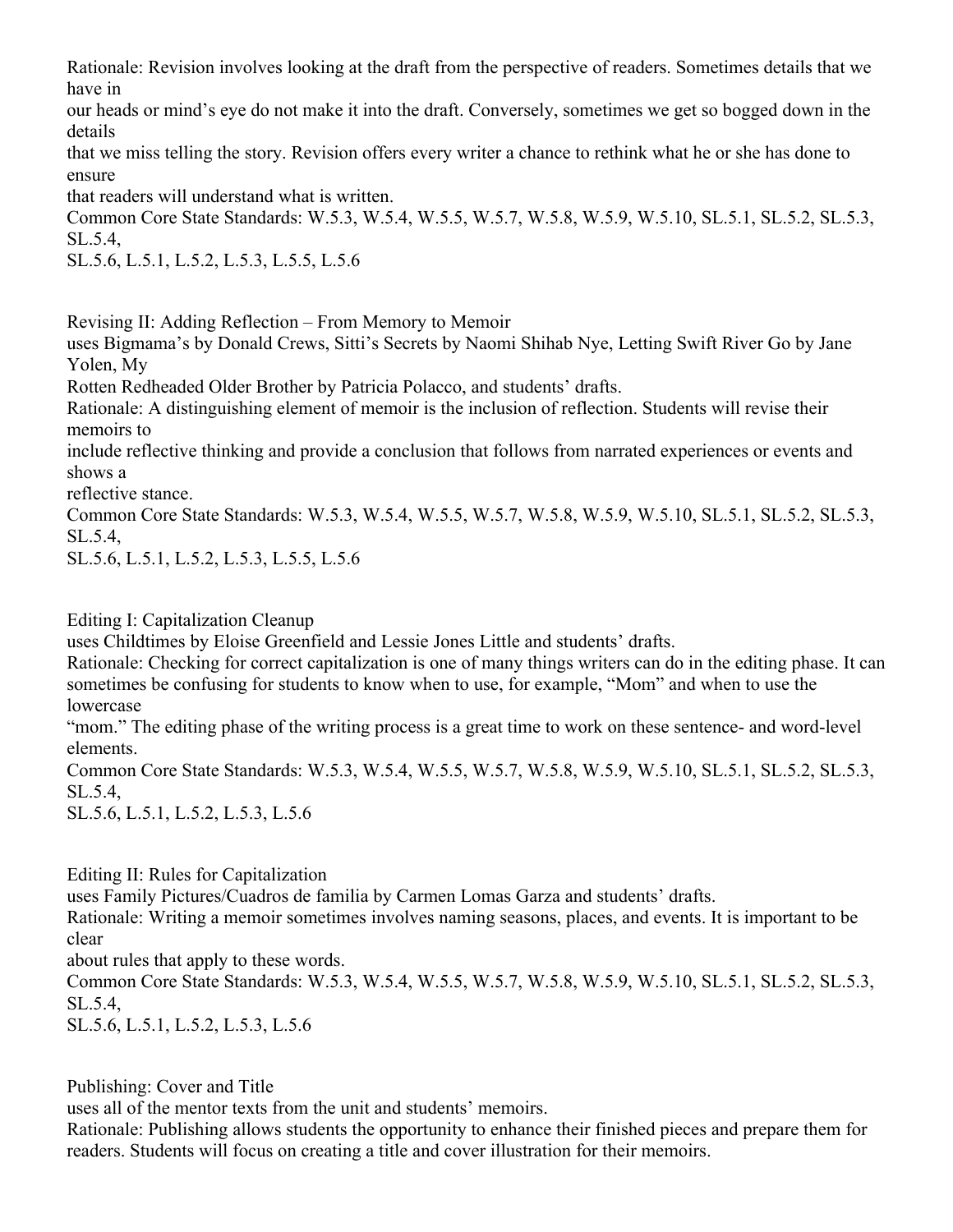Rationale: Revision involves looking at the draft from the perspective of readers. Sometimes details that we have in our heads or mind's eye do not make it into the draft. Conversely, sometimes we get so bogged down in the details that we miss telling the story. Revision offers every writer a chance to rethink what he or she has done to ensure that readers will understand what is written.

Common Core State Standards: W.5.3, W.5.4, W.5.5, W.5.7, W.5.8, W.5.9, W.5.10, SL.5.1, SL.5.2, SL.5.3, SL.5.4, SL.5.6, L.5.1, L.5.2, L.5.3, L.5.5, L.5.6

Revising II: Adding Reflection – From Memory to Memoir

uses Bigmama's by Donald Crews, Sitti's Secrets by Naomi Shihab Nye, Letting Swift River Go by Jane Yolen, My Rotten Redheaded Older Brother by Patricia Polacco, and students' drafts.

Rationale: A distinguishing element of memoir is the inclusion of reflection. Students will revise their memoirs to include reflective thinking and provide a conclusion that follows from narrated experiences or events and shows a reflective stance.

Common Core State Standards: W.5.3, W.5.4, W.5.5, W.5.7, W.5.8, W.5.9, W.5.10, SL.5.1, SL.5.2, SL.5.3, SL.5.4, SL.5.6, L.5.1, L.5.2, L.5.3, L.5.5, L.5.6

Editing I: Capitalization Cleanup

uses Childtimes by Eloise Greenfield and Lessie Jones Little and students' drafts.

Rationale: Checking for correct capitalization is one of many things writers can do in the editing phase. It can sometimes be confusing for students to know when to use, for example, "Mom" and when to use the lowercase "mom." The editing phase of the writing process is a great time to work on these sentence- and word-level elements.

Common Core State Standards: W.5.3, W.5.4, W.5.5, W.5.7, W.5.8, W.5.9, W.5.10, SL.5.1, SL.5.2, SL.5.3, SL.5.4, SL.5.6, L.5.1, L.5.2, L.5.3, L.5.6

Editing II: Rules for Capitalization

uses Family Pictures/Cuadros de familia by Carmen Lomas Garza and students' drafts.

Rationale: Writing a memoir sometimes involves naming seasons, places, and events. It is important to be clear about rules that apply to these words.

Common Core State Standards: W.5.3, W.5.4, W.5.5, W.5.7, W.5.8, W.5.9, W.5.10, SL.5.1, SL.5.2, SL.5.3, SL.5.4, SL.5.6, L.5.1, L.5.2, L.5.3, L.5.6

Publishing: Cover and Title

uses all of the mentor texts from the unit and students' memoirs.

Rationale: Publishing allows students the opportunity to enhance their finished pieces and prepare them for readers. Students will focus on creating a title and cover illustration for their memoirs.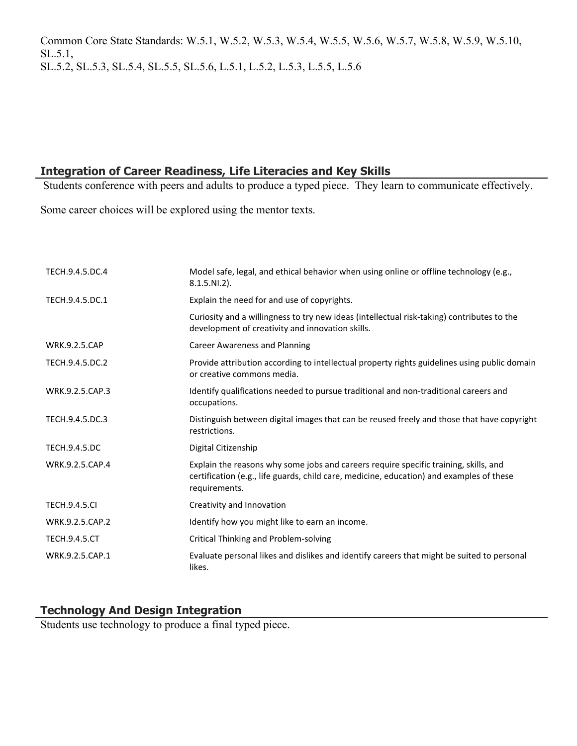Common Core State Standards: W.5.1, W.5.2, W.5.3, W.5.4, W.5.5, W.5.6, W.5.7, W.5.8, W.5.9, W.5.10, SL.5.1,
SL.5.2, SL.5.3, SL.5.4, SL.5.5, SL.5.6, L.5.1, L.5.2, L.5.3, L.5.5, L.5.6

## Integration of Career Readiness, Life Literacies and Key Skills

Students conference with peers and adults to produce a typed piece. They learn to communicate effectively.

Some career choices will be explored using the mentor texts.

| | |
|---|---|
| TECH.9.4.5.DC.4 | Model safe, legal, and ethical behavior when using online or offline technology (e.g., 8.1.5.NI.2). |
| TECH.9.4.5.DC.1 | Explain the need for and use of copyrights. |
| | Curiosity and a willingness to try new ideas (intellectual risk-taking) contributes to the development of creativity and innovation skills. |
| WRK.9.2.5.CAP | Career Awareness and Planning |
| TECH.9.4.5.DC.2 | Provide attribution according to intellectual property rights guidelines using public domain or creative commons media. |
| WRK.9.2.5.CAP.3 | Identify qualifications needed to pursue traditional and non-traditional careers and occupations. |
| TECH.9.4.5.DC.3 | Distinguish between digital images that can be reused freely and those that have copyright restrictions. |
| TECH.9.4.5.DC | Digital Citizenship |
| WRK.9.2.5.CAP.4 | Explain the reasons why some jobs and careers require specific training, skills, and certification (e.g., life guards, child care, medicine, education) and examples of these requirements. |
| TECH.9.4.5.CI | Creativity and Innovation |
| WRK.9.2.5.CAP.2 | Identify how you might like to earn an income. |
| TECH.9.4.5.CT | Critical Thinking and Problem-solving |
| WRK.9.2.5.CAP.1 | Evaluate personal likes and dislikes and identify careers that might be suited to personal likes. |

## Technology And Design Integration

Students use technology to produce a final typed piece.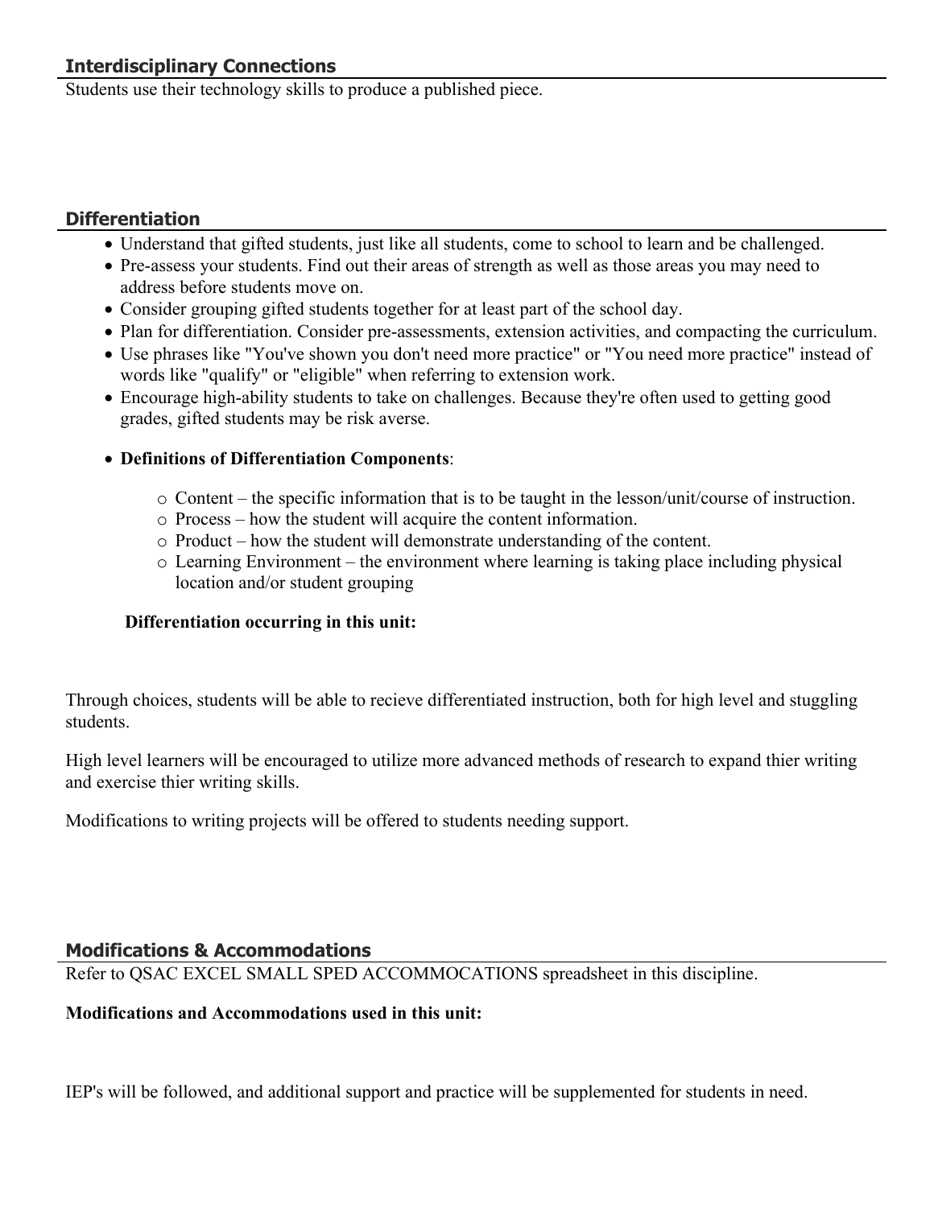## Interdisciplinary Connections

Students use their technology skills to produce a published piece.

## Differentiation

- Understand that gifted students, just like all students, come to school to learn and be challenged.
- Pre-assess your students. Find out their areas of strength as well as those areas you may need to address before students move on.
- Consider grouping gifted students together for at least part of the school day.
- Plan for differentiation. Consider pre-assessments, extension activities, and compacting the curriculum.
- Use phrases like "You've shown you don't need more practice" or "You need more practice" instead of words like "qualify" or "eligible" when referring to extension work.
- Encourage high-ability students to take on challenges. Because they're often used to getting good grades, gifted students may be risk averse.
- **Definitions of Differentiation Components**:
  - Content – the specific information that is to be taught in the lesson/unit/course of instruction.
  - Process – how the student will acquire the content information.
  - Product – how the student will demonstrate understanding of the content.
  - Learning Environment – the environment where learning is taking place including physical location and/or student grouping

**Differentiation occurring in this unit:**

Through choices, students will be able to recieve differentiated instruction, both for high level and stuggling students.

High level learners will be encouraged to utilize more advanced methods of research to expand thier writing and exercise thier writing skills.

Modifications to writing projects will be offered to students needing support.

## Modifications & Accommodations

Refer to QSAC EXCEL SMALL SPED ACCOMMOCATIONS spreadsheet in this discipline.

**Modifications and Accommodations used in this unit:**

IEP's will be followed, and additional support and practice will be supplemented for students in need.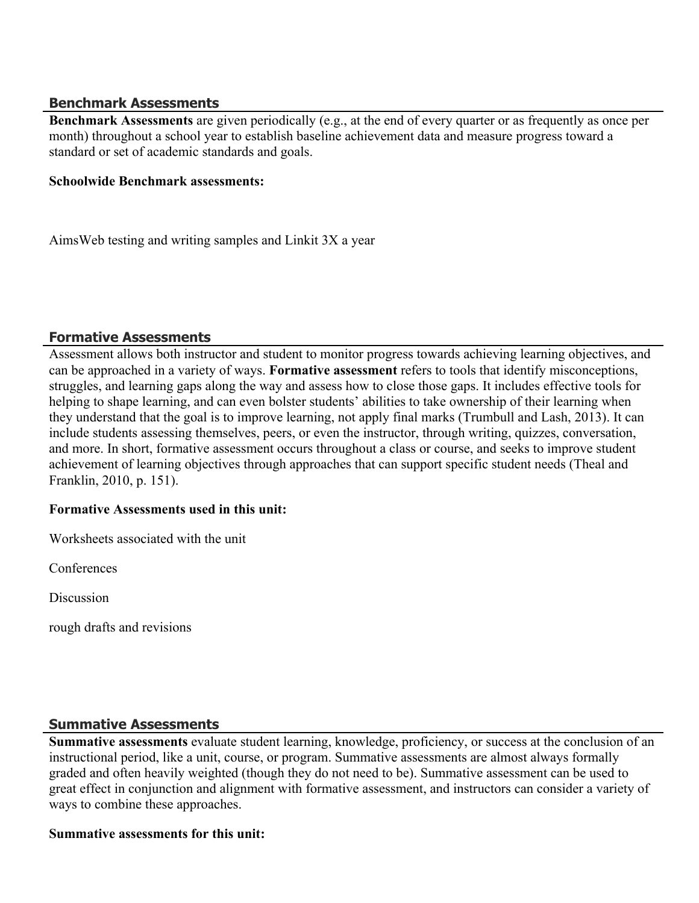## Benchmark Assessments

**Benchmark Assessments** are given periodically (e.g., at the end of every quarter or as frequently as once per month) throughout a school year to establish baseline achievement data and measure progress toward a standard or set of academic standards and goals.

**Schoolwide Benchmark assessments:**

AimsWeb testing and writing samples and Linkit 3X a year

## Formative Assessments

Assessment allows both instructor and student to monitor progress towards achieving learning objectives, and can be approached in a variety of ways. **Formative assessment** refers to tools that identify misconceptions, struggles, and learning gaps along the way and assess how to close those gaps. It includes effective tools for helping to shape learning, and can even bolster students' abilities to take ownership of their learning when they understand that the goal is to improve learning, not apply final marks (Trumbull and Lash, 2013). It can include students assessing themselves, peers, or even the instructor, through writing, quizzes, conversation, and more. In short, formative assessment occurs throughout a class or course, and seeks to improve student achievement of learning objectives through approaches that can support specific student needs (Theal and Franklin, 2010, p. 151).

**Formative Assessments used in this unit:**

Worksheets associated with the unit

Conferences

Discussion

rough drafts and revisions

## Summative Assessments

**Summative assessments** evaluate student learning, knowledge, proficiency, or success at the conclusion of an instructional period, like a unit, course, or program. Summative assessments are almost always formally graded and often heavily weighted (though they do not need to be). Summative assessment can be used to great effect in conjunction and alignment with formative assessment, and instructors can consider a variety of ways to combine these approaches.

**Summative assessments for this unit:**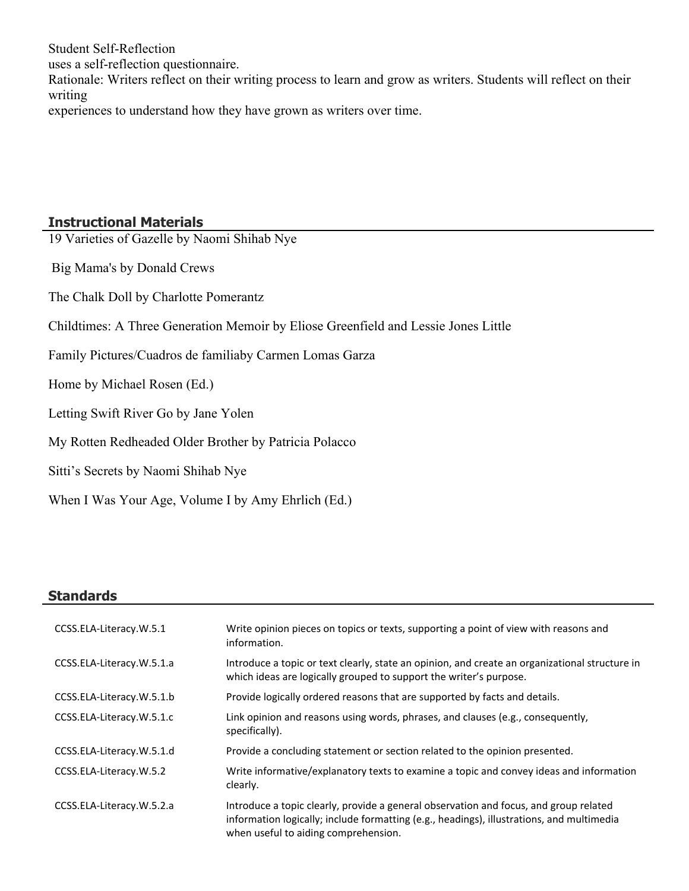Student Self-Reflection
uses a self-reflection questionnaire.
Rationale: Writers reflect on their writing process to learn and grow as writers. Students will reflect on their writing
experiences to understand how they have grown as writers over time.

## Instructional Materials

19 Varieties of Gazelle by Naomi Shihab Nye

Big Mama's by Donald Crews

The Chalk Doll by Charlotte Pomerantz

Childtimes: A Three Generation Memoir by Eliose Greenfield and Lessie Jones Little

Family Pictures/Cuadros de familiaby Carmen Lomas Garza

Home by Michael Rosen (Ed.)

Letting Swift River Go by Jane Yolen

My Rotten Redheaded Older Brother by Patricia Polacco

Sitti's Secrets by Naomi Shihab Nye

When I Was Your Age, Volume I by Amy Ehrlich (Ed.)

## Standards

| | |
|---|---|
| CCSS.ELA-Literacy.W.5.1 | Write opinion pieces on topics or texts, supporting a point of view with reasons and information. |
| CCSS.ELA-Literacy.W.5.1.a | Introduce a topic or text clearly, state an opinion, and create an organizational structure in which ideas are logically grouped to support the writer's purpose. |
| CCSS.ELA-Literacy.W.5.1.b | Provide logically ordered reasons that are supported by facts and details. |
| CCSS.ELA-Literacy.W.5.1.c | Link opinion and reasons using words, phrases, and clauses (e.g., consequently, specifically). |
| CCSS.ELA-Literacy.W.5.1.d | Provide a concluding statement or section related to the opinion presented. |
| CCSS.ELA-Literacy.W.5.2 | Write informative/explanatory texts to examine a topic and convey ideas and information clearly. |
| CCSS.ELA-Literacy.W.5.2.a | Introduce a topic clearly, provide a general observation and focus, and group related information logically; include formatting (e.g., headings), illustrations, and multimedia when useful to aiding comprehension. |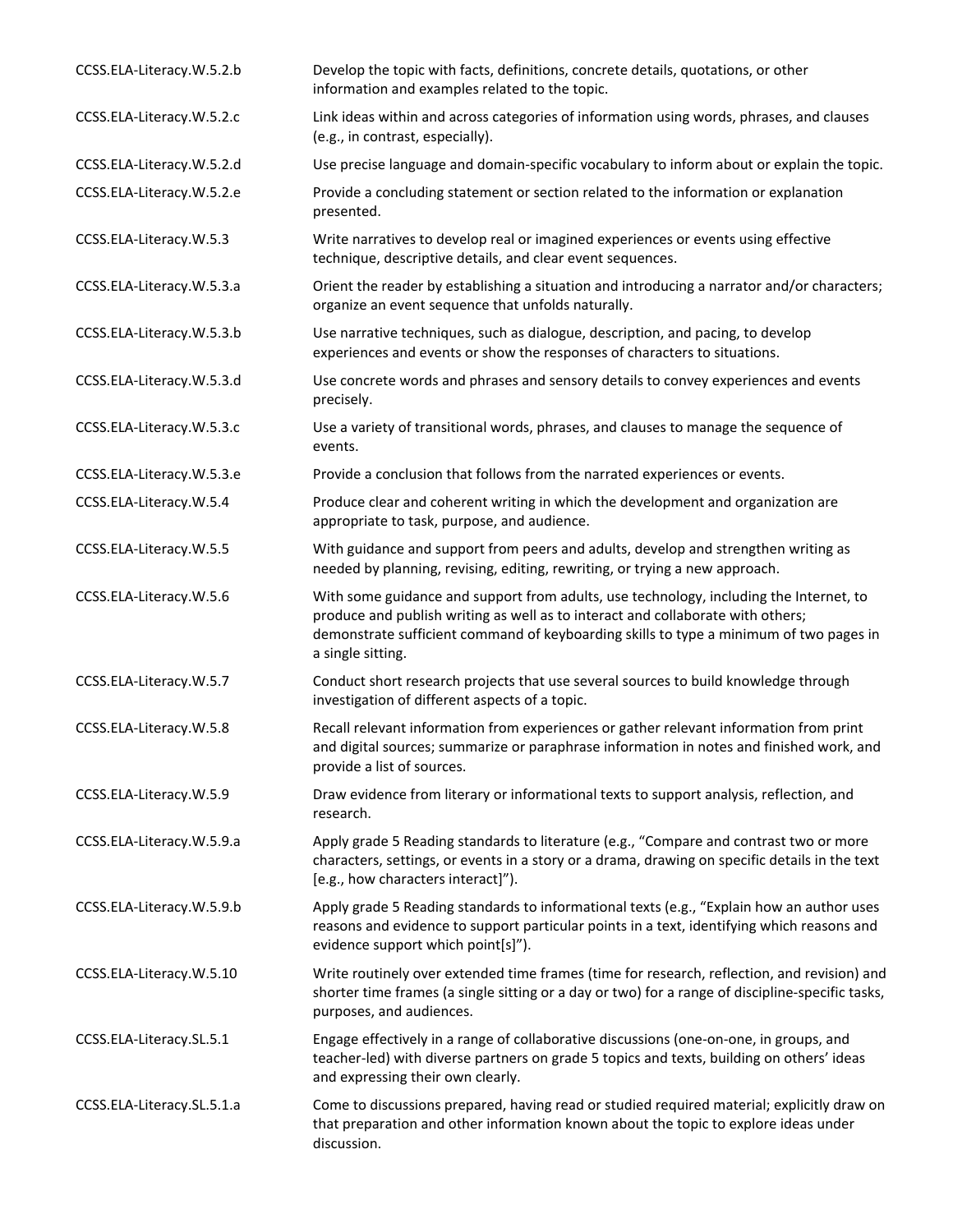| | |
|---|---|
| CCSS.ELA-Literacy.W.5.2.b | Develop the topic with facts, definitions, concrete details, quotations, or other information and examples related to the topic. |
| CCSS.ELA-Literacy.W.5.2.c | Link ideas within and across categories of information using words, phrases, and clauses (e.g., in contrast, especially). |
| CCSS.ELA-Literacy.W.5.2.d | Use precise language and domain-specific vocabulary to inform about or explain the topic. |
| CCSS.ELA-Literacy.W.5.2.e | Provide a concluding statement or section related to the information or explanation presented. |
| CCSS.ELA-Literacy.W.5.3 | Write narratives to develop real or imagined experiences or events using effective technique, descriptive details, and clear event sequences. |
| CCSS.ELA-Literacy.W.5.3.a | Orient the reader by establishing a situation and introducing a narrator and/or characters; organize an event sequence that unfolds naturally. |
| CCSS.ELA-Literacy.W.5.3.b | Use narrative techniques, such as dialogue, description, and pacing, to develop experiences and events or show the responses of characters to situations. |
| CCSS.ELA-Literacy.W.5.3.d | Use concrete words and phrases and sensory details to convey experiences and events precisely. |
| CCSS.ELA-Literacy.W.5.3.c | Use a variety of transitional words, phrases, and clauses to manage the sequence of events. |
| CCSS.ELA-Literacy.W.5.3.e | Provide a conclusion that follows from the narrated experiences or events. |
| CCSS.ELA-Literacy.W.5.4 | Produce clear and coherent writing in which the development and organization are appropriate to task, purpose, and audience. |
| CCSS.ELA-Literacy.W.5.5 | With guidance and support from peers and adults, develop and strengthen writing as needed by planning, revising, editing, rewriting, or trying a new approach. |
| CCSS.ELA-Literacy.W.5.6 | With some guidance and support from adults, use technology, including the Internet, to produce and publish writing as well as to interact and collaborate with others; demonstrate sufficient command of keyboarding skills to type a minimum of two pages in a single sitting. |
| CCSS.ELA-Literacy.W.5.7 | Conduct short research projects that use several sources to build knowledge through investigation of different aspects of a topic. |
| CCSS.ELA-Literacy.W.5.8 | Recall relevant information from experiences or gather relevant information from print and digital sources; summarize or paraphrase information in notes and finished work, and provide a list of sources. |
| CCSS.ELA-Literacy.W.5.9 | Draw evidence from literary or informational texts to support analysis, reflection, and research. |
| CCSS.ELA-Literacy.W.5.9.a | Apply grade 5 Reading standards to literature (e.g., "Compare and contrast two or more characters, settings, or events in a story or a drama, drawing on specific details in the text [e.g., how characters interact]"). |
| CCSS.ELA-Literacy.W.5.9.b | Apply grade 5 Reading standards to informational texts (e.g., "Explain how an author uses reasons and evidence to support particular points in a text, identifying which reasons and evidence support which point[s]"). |
| CCSS.ELA-Literacy.W.5.10 | Write routinely over extended time frames (time for research, reflection, and revision) and shorter time frames (a single sitting or a day or two) for a range of discipline-specific tasks, purposes, and audiences. |
| CCSS.ELA-Literacy.SL.5.1 | Engage effectively in a range of collaborative discussions (one-on-one, in groups, and teacher-led) with diverse partners on grade 5 topics and texts, building on others' ideas and expressing their own clearly. |
| CCSS.ELA-Literacy.SL.5.1.a | Come to discussions prepared, having read or studied required material; explicitly draw on that preparation and other information known about the topic to explore ideas under discussion. |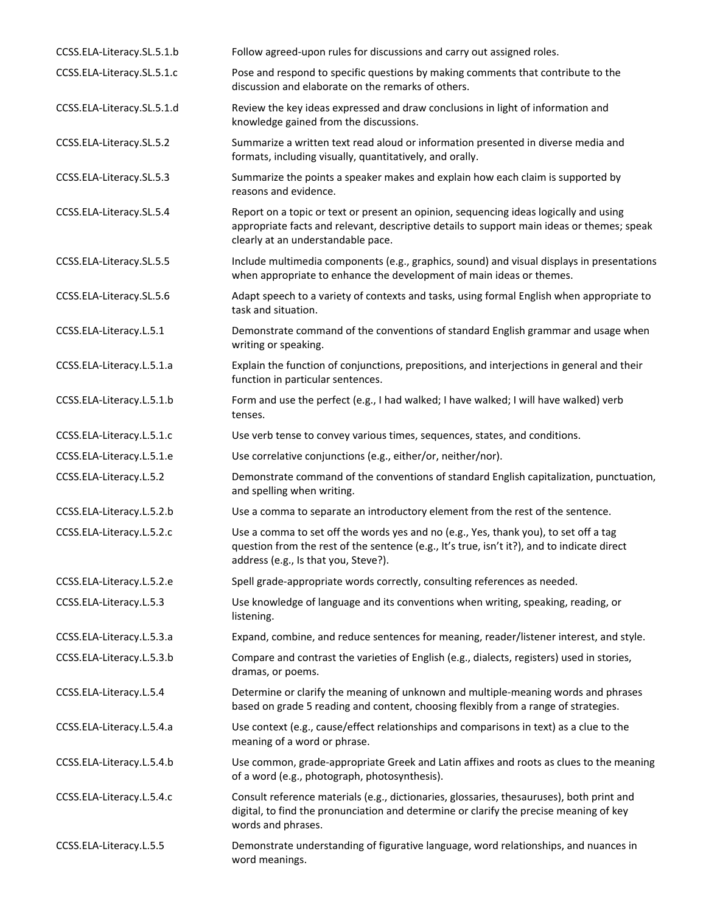| | |
|---|---|
| CCSS.ELA-Literacy.SL.5.1.b | Follow agreed-upon rules for discussions and carry out assigned roles. |
| CCSS.ELA-Literacy.SL.5.1.c | Pose and respond to specific questions by making comments that contribute to the discussion and elaborate on the remarks of others. |
| CCSS.ELA-Literacy.SL.5.1.d | Review the key ideas expressed and draw conclusions in light of information and knowledge gained from the discussions. |
| CCSS.ELA-Literacy.SL.5.2 | Summarize a written text read aloud or information presented in diverse media and formats, including visually, quantitatively, and orally. |
| CCSS.ELA-Literacy.SL.5.3 | Summarize the points a speaker makes and explain how each claim is supported by reasons and evidence. |
| CCSS.ELA-Literacy.SL.5.4 | Report on a topic or text or present an opinion, sequencing ideas logically and using appropriate facts and relevant, descriptive details to support main ideas or themes; speak clearly at an understandable pace. |
| CCSS.ELA-Literacy.SL.5.5 | Include multimedia components (e.g., graphics, sound) and visual displays in presentations when appropriate to enhance the development of main ideas or themes. |
| CCSS.ELA-Literacy.SL.5.6 | Adapt speech to a variety of contexts and tasks, using formal English when appropriate to task and situation. |
| CCSS.ELA-Literacy.L.5.1 | Demonstrate command of the conventions of standard English grammar and usage when writing or speaking. |
| CCSS.ELA-Literacy.L.5.1.a | Explain the function of conjunctions, prepositions, and interjections in general and their function in particular sentences. |
| CCSS.ELA-Literacy.L.5.1.b | Form and use the perfect (e.g., I had walked; I have walked; I will have walked) verb tenses. |
| CCSS.ELA-Literacy.L.5.1.c | Use verb tense to convey various times, sequences, states, and conditions. |
| CCSS.ELA-Literacy.L.5.1.e | Use correlative conjunctions (e.g., either/or, neither/nor). |
| CCSS.ELA-Literacy.L.5.2 | Demonstrate command of the conventions of standard English capitalization, punctuation, and spelling when writing. |
| CCSS.ELA-Literacy.L.5.2.b | Use a comma to separate an introductory element from the rest of the sentence. |
| CCSS.ELA-Literacy.L.5.2.c | Use a comma to set off the words yes and no (e.g., Yes, thank you), to set off a tag question from the rest of the sentence (e.g., It's true, isn't it?), and to indicate direct address (e.g., Is that you, Steve?). |
| CCSS.ELA-Literacy.L.5.2.e | Spell grade-appropriate words correctly, consulting references as needed. |
| CCSS.ELA-Literacy.L.5.3 | Use knowledge of language and its conventions when writing, speaking, reading, or listening. |
| CCSS.ELA-Literacy.L.5.3.a | Expand, combine, and reduce sentences for meaning, reader/listener interest, and style. |
| CCSS.ELA-Literacy.L.5.3.b | Compare and contrast the varieties of English (e.g., dialects, registers) used in stories, dramas, or poems. |
| CCSS.ELA-Literacy.L.5.4 | Determine or clarify the meaning of unknown and multiple-meaning words and phrases based on grade 5 reading and content, choosing flexibly from a range of strategies. |
| CCSS.ELA-Literacy.L.5.4.a | Use context (e.g., cause/effect relationships and comparisons in text) as a clue to the meaning of a word or phrase. |
| CCSS.ELA-Literacy.L.5.4.b | Use common, grade-appropriate Greek and Latin affixes and roots as clues to the meaning of a word (e.g., photograph, photosynthesis). |
| CCSS.ELA-Literacy.L.5.4.c | Consult reference materials (e.g., dictionaries, glossaries, thesauruses), both print and digital, to find the pronunciation and determine or clarify the precise meaning of key words and phrases. |
| CCSS.ELA-Literacy.L.5.5 | Demonstrate understanding of figurative language, word relationships, and nuances in word meanings. |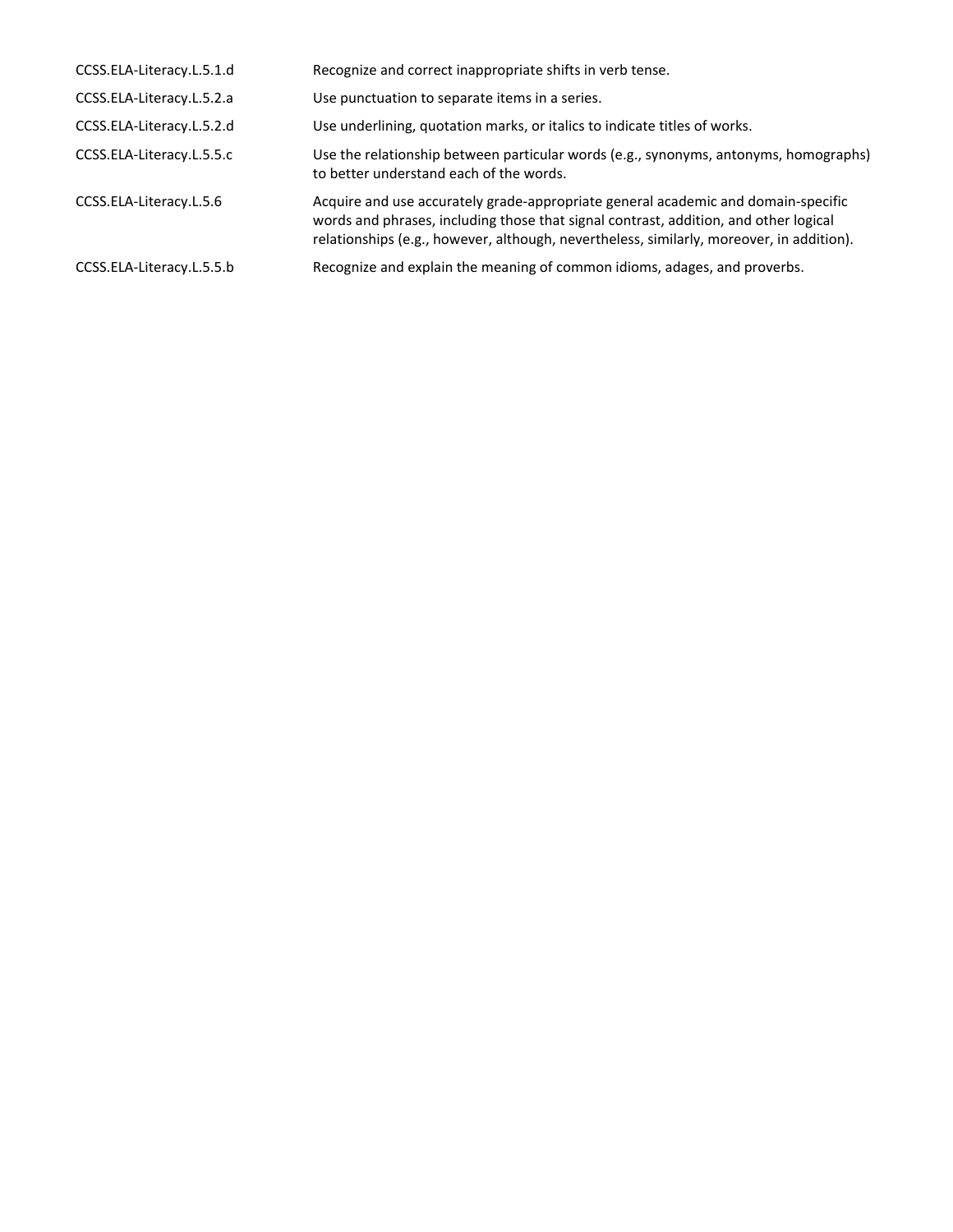| | |
|---|---|
| CCSS.ELA-Literacy.L.5.1.d | Recognize and correct inappropriate shifts in verb tense. |
| CCSS.ELA-Literacy.L.5.2.a | Use punctuation to separate items in a series. |
| CCSS.ELA-Literacy.L.5.2.d | Use underlining, quotation marks, or italics to indicate titles of works. |
| CCSS.ELA-Literacy.L.5.5.c | Use the relationship between particular words (e.g., synonyms, antonyms, homographs) to better understand each of the words. |
| CCSS.ELA-Literacy.L.5.6 | Acquire and use accurately grade-appropriate general academic and domain-specific words and phrases, including those that signal contrast, addition, and other logical relationships (e.g., however, although, nevertheless, similarly, moreover, in addition). |
| CCSS.ELA-Literacy.L.5.5.b | Recognize and explain the meaning of common idioms, adages, and proverbs. |